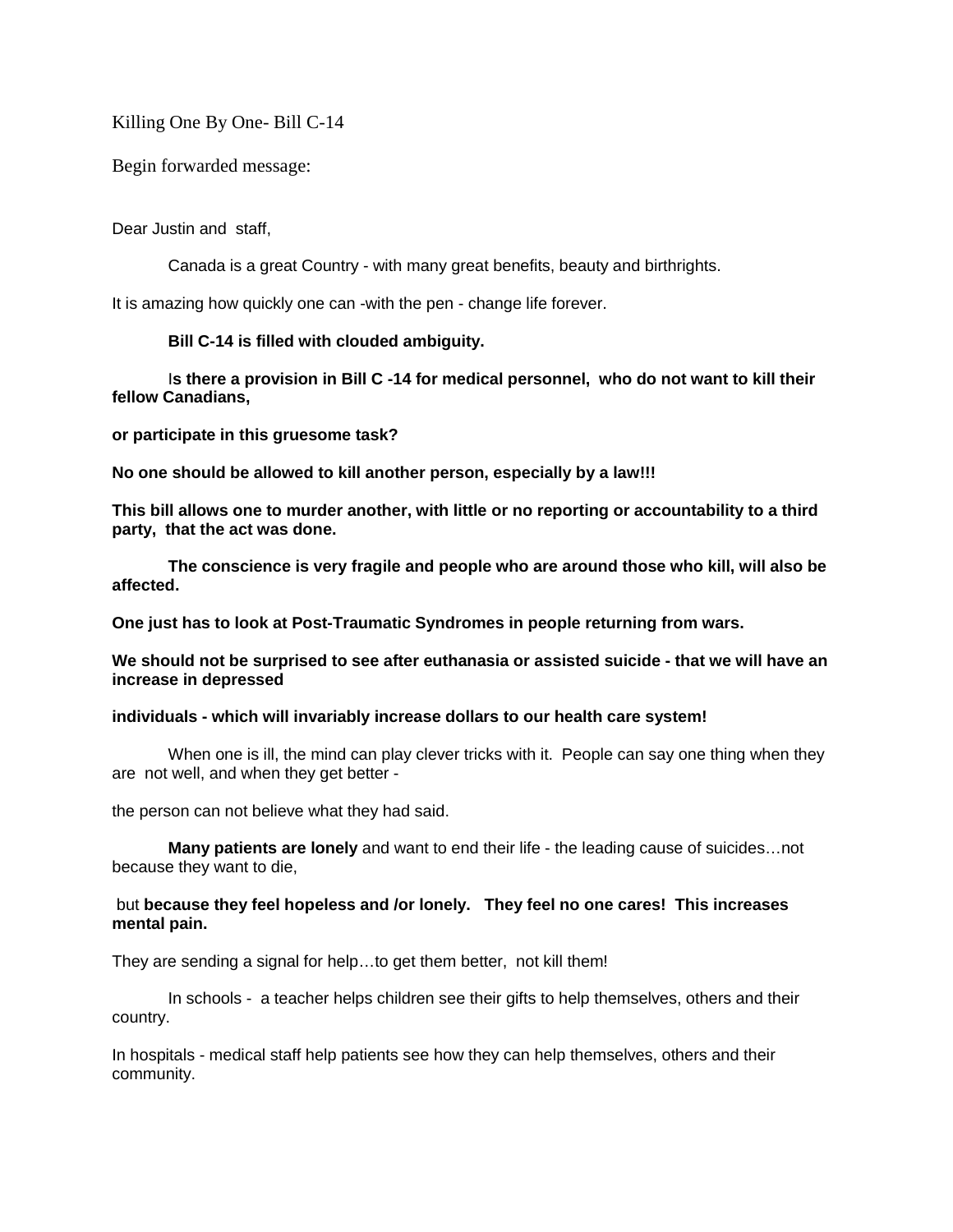Killing One By One- Bill C-14

Begin forwarded message:

Dear Justin and staff,

Canada is a great Country - with many great benefits, beauty and birthrights.

It is amazing how quickly one can -with the pen - change life forever.

**Bill C-14 is filled with clouded ambiguity.**

I**s there a provision in Bill C -14 for medical personnel, who do not want to kill their fellow Canadians,**

**or participate in this gruesome task?**

**No one should be allowed to kill another person, especially by a law!!!**

**This bill allows one to murder another, with little or no reporting or accountability to a third party, that the act was done.**

**The conscience is very fragile and people who are around those who kill, will also be affected.**

**One just has to look at Post-Traumatic Syndromes in people returning from wars.**

**We should not be surprised to see after euthanasia or assisted suicide - that we will have an increase in depressed**

**individuals - which will invariably increase dollars to our health care system!**

When one is ill, the mind can play clever tricks with it. People can say one thing when they are not well, and when they get better -

the person can not believe what they had said.

**Many patients are lonely** and want to end their life - the leading cause of suicides…not because they want to die,

but **because they feel hopeless and /or lonely. They feel no one cares! This increases mental pain.**

They are sending a signal for help…to get them better, not kill them!

In schools - a teacher helps children see their gifts to help themselves, others and their country.

In hospitals - medical staff help patients see how they can help themselves, others and their community.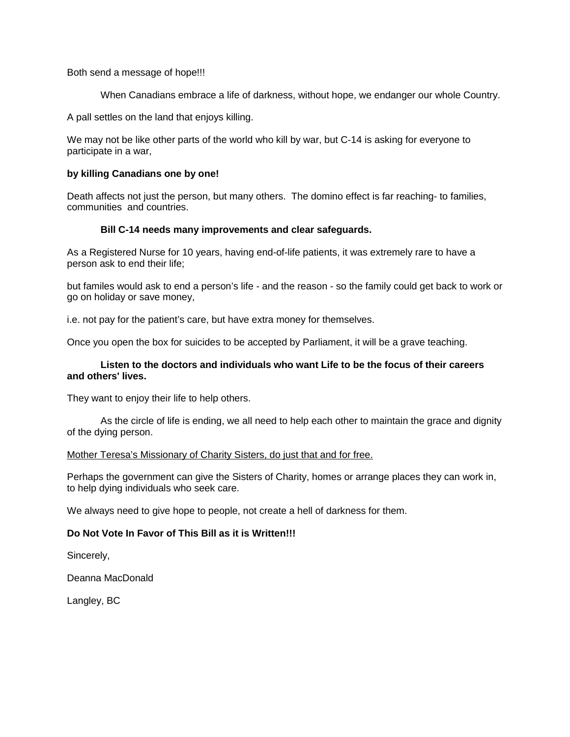Both send a message of hope!!!

When Canadians embrace a life of darkness, without hope, we endanger our whole Country.

A pall settles on the land that enjoys killing.

We may not be like other parts of the world who kill by war, but C-14 is asking for everyone to participate in a war,

**by killing Canadians one by one!**

Death affects not just the person, but many others. The domino effect is far reaching- to families, communities and countries.

**Bill C-14 needs many improvements and clear safeguards.**

As a Registered Nurse for 10 years, having end-of-life patients, it was extremely rare to have a person ask to end their life;

but familes would ask to end a person's life - and the reason - so the family could get back to work or go on holiday or save money,

i.e. not pay for the patient's care, but have extra money for themselves.

Once you open the box for suicides to be accepted by Parliament, it will be a grave teaching.

**Listen to the doctors and individuals who want Life to be the focus of their careers and others' lives.**

They want to enjoy their life to help others.

As the circle of life is ending, we all need to help each other to maintain the grace and dignity of the dying person.

<u>Mother Teresa's Missionary of Charity Sisters, do just that and for free.</u>

Perhaps the government can give the Sisters of Charity, homes or arrange places they can work in, to help dying individuals who seek care.

We always need to give hope to people, not create a hell of darkness for them.

**Do Not Vote In Favor of This Bill as it is Written!!!**

Sincerely,

Deanna MacDonald

Langley, BC